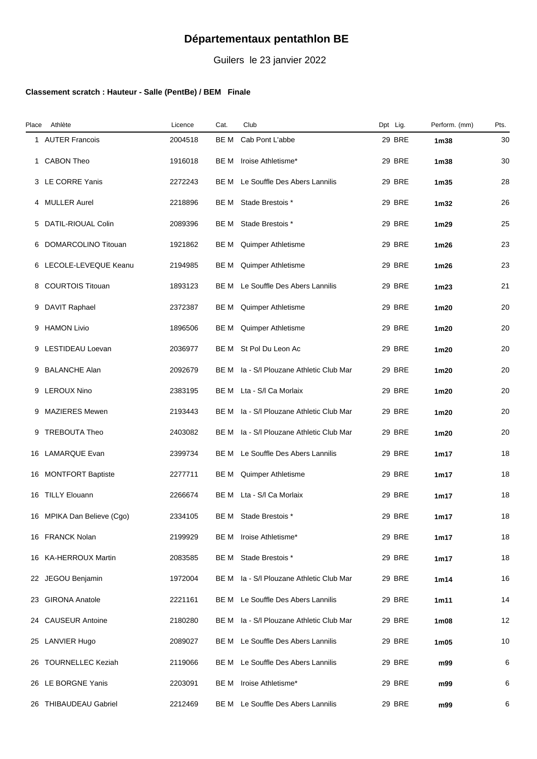# Départementaux pentathlon BE

Guilers le 23 janvier 2022

### Classement scratch : Hauteur - Salle (PentBe) / BEM Finale

| Place | Athlète | Licence | Cat. | Club | Dpt | Lig. | Perform. (mm) | Pts. |
|---|---|---|---|---|---|---|---|---|
| 1 | AUTER Francois | 2004518 | BE M | Cab Pont L'abbe | 29 | BRE | **1m38** | 30 |
| 1 | CABON Theo | 1916018 | BE M | Iroise Athletisme* | 29 | BRE | **1m38** | 30 |
| 3 | LE CORRE Yanis | 2272243 | BE M | Le Souffle Des Abers Lannilis | 29 | BRE | **1m35** | 28 |
| 4 | MULLER Aurel | 2218896 | BE M | Stade Brestois * | 29 | BRE | **1m32** | 26 |
| 5 | DATIL-RIOUAL Colin | 2089396 | BE M | Stade Brestois * | 29 | BRE | **1m29** | 25 |
| 6 | DOMARCOLINO Titouan | 1921862 | BE M | Quimper Athletisme | 29 | BRE | **1m26** | 23 |
| 6 | LECOLE-LEVEQUE Keanu | 2194985 | BE M | Quimper Athletisme | 29 | BRE | **1m26** | 23 |
| 8 | COURTOIS Titouan | 1893123 | BE M | Le Souffle Des Abers Lannilis | 29 | BRE | **1m23** | 21 |
| 9 | DAVIT Raphael | 2372387 | BE M | Quimper Athletisme | 29 | BRE | **1m20** | 20 |
| 9 | HAMON Livio | 1896506 | BE M | Quimper Athletisme | 29 | BRE | **1m20** | 20 |
| 9 | LESTIDEAU Loevan | 2036977 | BE M | St Pol Du Leon Ac | 29 | BRE | **1m20** | 20 |
| 9 | BALANCHE Alan | 2092679 | BE M | Ia - S/l Plouzane Athletic Club Mar | 29 | BRE | **1m20** | 20 |
| 9 | LEROUX Nino | 2383195 | BE M | Lta - S/l Ca Morlaix | 29 | BRE | **1m20** | 20 |
| 9 | MAZIERES Mewen | 2193443 | BE M | Ia - S/l Plouzane Athletic Club Mar | 29 | BRE | **1m20** | 20 |
| 9 | TREBOUTA Theo | 2403082 | BE M | Ia - S/l Plouzane Athletic Club Mar | 29 | BRE | **1m20** | 20 |
| 16 | LAMARQUE Evan | 2399734 | BE M | Le Souffle Des Abers Lannilis | 29 | BRE | **1m17** | 18 |
| 16 | MONTFORT Baptiste | 2277711 | BE M | Quimper Athletisme | 29 | BRE | **1m17** | 18 |
| 16 | TILLY Elouann | 2266674 | BE M | Lta - S/l Ca Morlaix | 29 | BRE | **1m17** | 18 |
| 16 | MPIKA Dan Believe (Cgo) | 2334105 | BE M | Stade Brestois * | 29 | BRE | **1m17** | 18 |
| 16 | FRANCK Nolan | 2199929 | BE M | Iroise Athletisme* | 29 | BRE | **1m17** | 18 |
| 16 | KA-HERROUX Martin | 2083585 | BE M | Stade Brestois * | 29 | BRE | **1m17** | 18 |
| 22 | JEGOU Benjamin | 1972004 | BE M | Ia - S/l Plouzane Athletic Club Mar | 29 | BRE | **1m14** | 16 |
| 23 | GIRONA Anatole | 2221161 | BE M | Le Souffle Des Abers Lannilis | 29 | BRE | **1m11** | 14 |
| 24 | CAUSEUR Antoine | 2180280 | BE M | Ia - S/l Plouzane Athletic Club Mar | 29 | BRE | **1m08** | 12 |
| 25 | LANVIER Hugo | 2089027 | BE M | Le Souffle Des Abers Lannilis | 29 | BRE | **1m05** | 10 |
| 26 | TOURNELLEC Keziah | 2119066 | BE M | Le Souffle Des Abers Lannilis | 29 | BRE | **m99** | 6 |
| 26 | LE BORGNE Yanis | 2203091 | BE M | Iroise Athletisme* | 29 | BRE | **m99** | 6 |
| 26 | THIBAUDEAU Gabriel | 2212469 | BE M | Le Souffle Des Abers Lannilis | 29 | BRE | **m99** | 6 |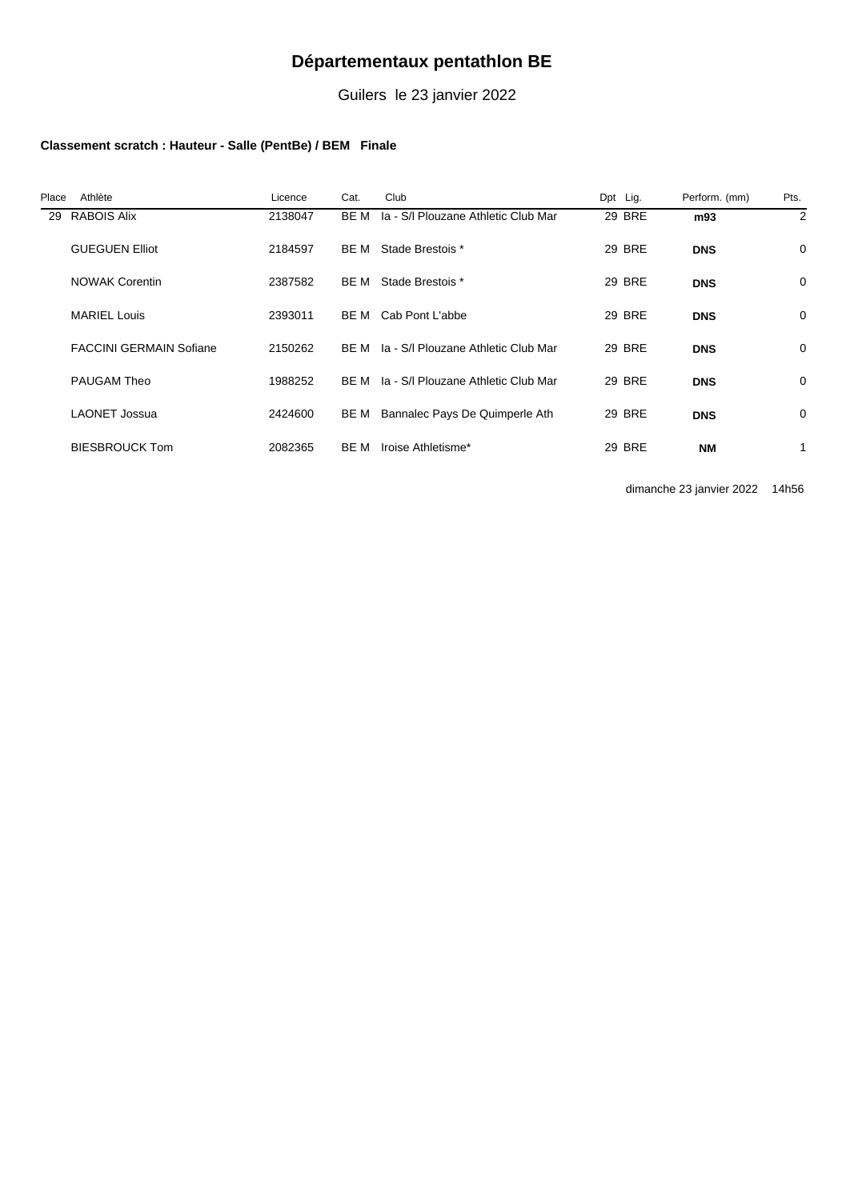# Départementaux pentathlon BE

Guilers le 23 janvier 2022

**Classement scratch : Hauteur - Salle (PentBe) / BEM Finale**

| Place | Athlète | Licence | Cat. | Club | Dpt | Lig. | Perform. (mm) | Pts. |
|---|---|---|---|---|---|---|---|---|
| 29 | RABOIS Alix | 2138047 | BE M | Ia - S/l Plouzane Athletic Club Mar | 29 | BRE | **m93** | 2 |
| | GUEGUEN Elliot | 2184597 | BE M | Stade Brestois * | 29 | BRE | **DNS** | 0 |
| | NOWAK Corentin | 2387582 | BE M | Stade Brestois * | 29 | BRE | **DNS** | 0 |
| | MARIEL Louis | 2393011 | BE M | Cab Pont L'abbe | 29 | BRE | **DNS** | 0 |
| | FACCINI GERMAIN Sofiane | 2150262 | BE M | Ia - S/l Plouzane Athletic Club Mar | 29 | BRE | **DNS** | 0 |
| | PAUGAM Theo | 1988252 | BE M | Ia - S/l Plouzane Athletic Club Mar | 29 | BRE | **DNS** | 0 |
| | LAONET Jossua | 2424600 | BE M | Bannalec Pays De Quimperle Ath | 29 | BRE | **DNS** | 0 |
| | BIESBROUCK Tom | 2082365 | BE M | Iroise Athletisme* | 29 | BRE | **NM** | 1 |

dimanche 23 janvier 2022 14h56